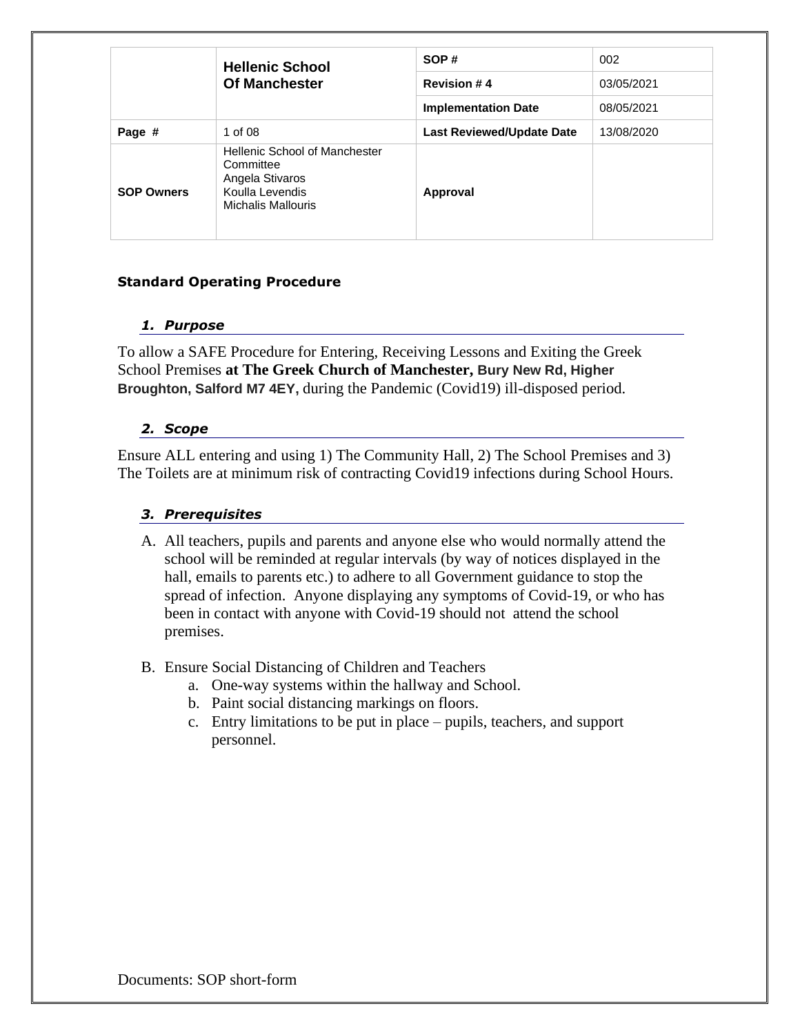| | Hellenic School Of Manchester | SOP # | 002 |
|---|---|---|---|
| | | Revision # 4 | 03/05/2021 |
| | | Implementation Date | 08/05/2021 |
| Page # | 1 of 08 | Last Reviewed/Update Date | 13/08/2020 |
| SOP Owners | Hellenic School of Manchester Committee Angela Stivaros Koulla Levendis Michalis Mallouris | Approval | |

**Standard Operating Procedure**

### 1. Purpose

To allow a SAFE Procedure for Entering, Receiving Lessons and Exiting the Greek School Premises **at The Greek Church of Manchester, Bury New Rd, Higher Broughton, Salford M7 4EY,** during the Pandemic (Covid19) ill-disposed period.

### 2. Scope

Ensure ALL entering and using 1) The Community Hall, 2) The School Premises and 3) The Toilets are at minimum risk of contracting Covid19 infections during School Hours.

### 3. Prerequisites

A. All teachers, pupils and parents and anyone else who would normally attend the school will be reminded at regular intervals (by way of notices displayed in the hall, emails to parents etc.) to adhere to all Government guidance to stop the spread of infection. Anyone displaying any symptoms of Covid-19, or who has been in contact with anyone with Covid-19 should not attend the school premises.

B. Ensure Social Distancing of Children and Teachers
   a. One-way systems within the hallway and School.
   b. Paint social distancing markings on floors.
   c. Entry limitations to be put in place – pupils, teachers, and support personnel.

Documents: SOP short-form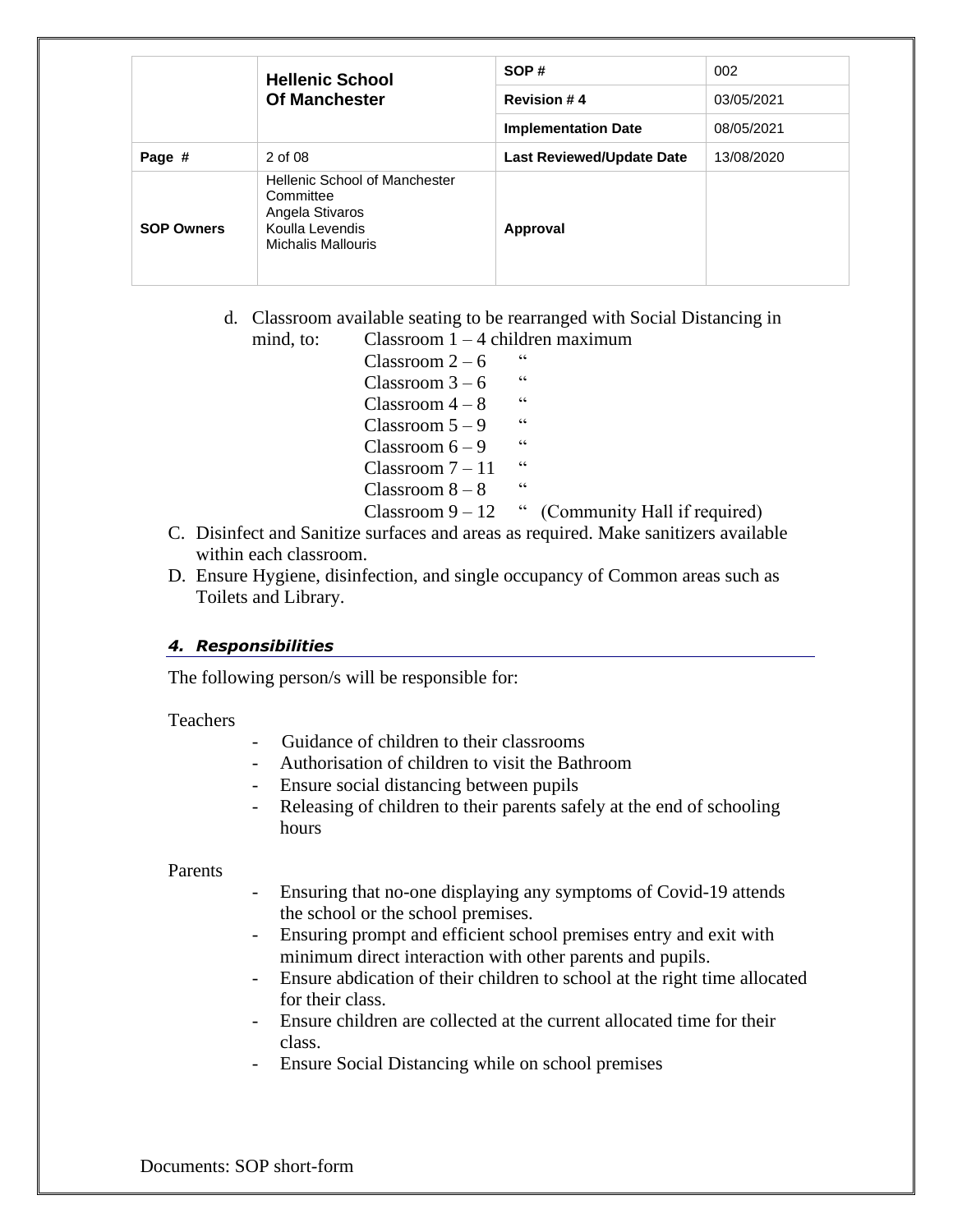|  | **Hellenic School Of Manchester** | **SOP #** | 002 |
|---|---|---|---|
|  |  | **Revision # 4** | 03/05/2021 |
|  |  | **Implementation Date** | 08/05/2021 |
| **Page #** | 2 of 08 | **Last Reviewed/Update Date** | 13/08/2020 |
| **SOP Owners** | Hellenic School of Manchester Committee<br>Angela Stivaros<br>Koulla Levendis<br>Michalis Mallouris | **Approval** |  |

d. Classroom available seating to be rearranged with Social Distancing in mind, to:
   - Classroom 1 – 4 children maximum
   - Classroom 2 – 6 "
   - Classroom 3 – 6 "
   - Classroom 4 – 8 "
   - Classroom 5 – 9 "
   - Classroom 6 – 9 "
   - Classroom 7 – 11 "
   - Classroom 8 – 8 "
   - Classroom 9 – 12 " (Community Hall if required)

C. Disinfect and Sanitize surfaces and areas as required. Make sanitizers available within each classroom.

D. Ensure Hygiene, disinfection, and single occupancy of Common areas such as Toilets and Library.

### *4. Responsibilities*

The following person/s will be responsible for:

Teachers

- Guidance of children to their classrooms
- Authorisation of children to visit the Bathroom
- Ensure social distancing between pupils
- Releasing of children to their parents safely at the end of schooling hours

Parents

- Ensuring that no-one displaying any symptoms of Covid-19 attends the school or the school premises.
- Ensuring prompt and efficient school premises entry and exit with minimum direct interaction with other parents and pupils.
- Ensure abdication of their children to school at the right time allocated for their class.
- Ensure children are collected at the current allocated time for their class.
- Ensure Social Distancing while on school premises

Documents: SOP short-form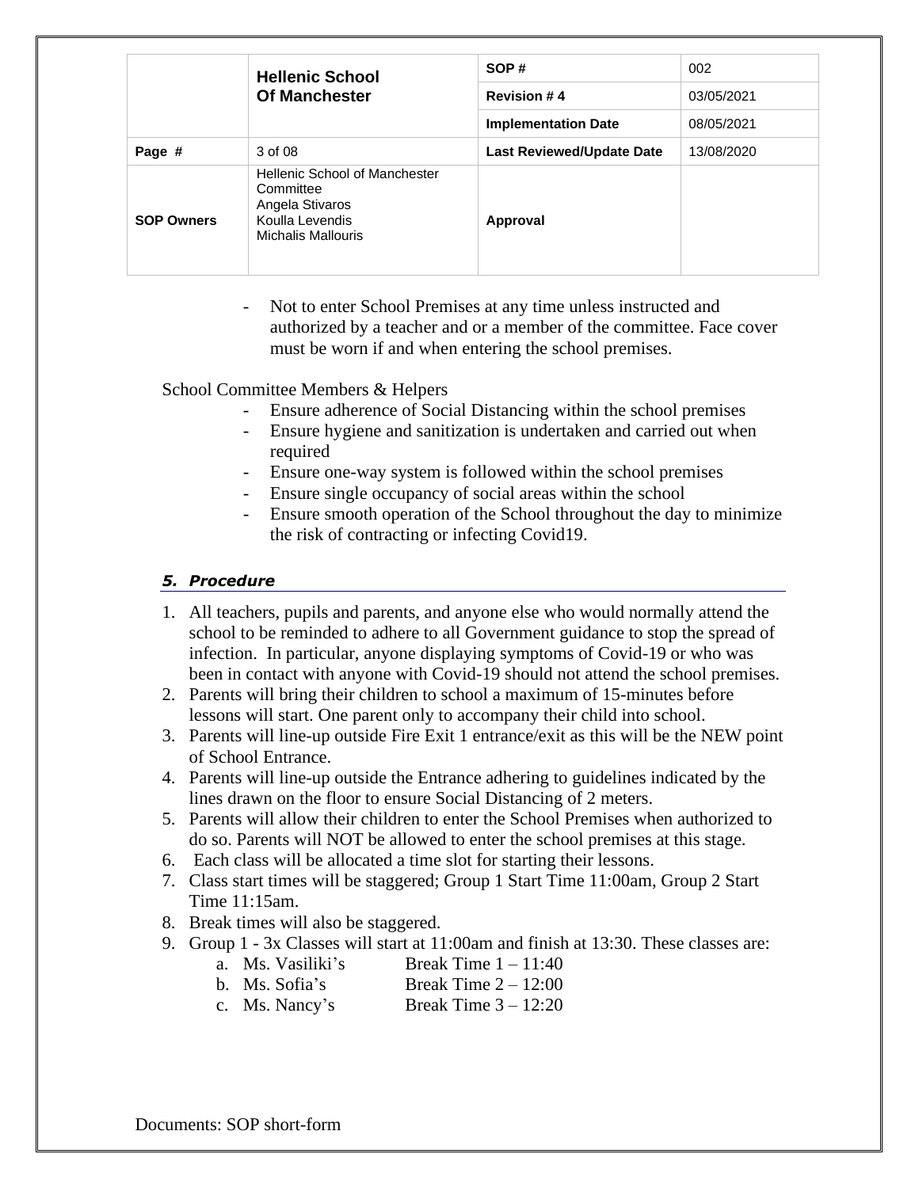| | Hellenic School Of Manchester | SOP # | 002 |
|---|---|---|---|
| | | Revision # 4 | 03/05/2021 |
| | | Implementation Date | 08/05/2021 |
| Page # | 3 of 08 | Last Reviewed/Update Date | 13/08/2020 |
| SOP Owners | Hellenic School of Manchester Committee<br>Angela Stivaros<br>Koulla Levendis<br>Michalis Mallouris | Approval | |

- Not to enter School Premises at any time unless instructed and authorized by a teacher and or a member of the committee. Face cover must be worn if and when entering the school premises.

School Committee Members & Helpers

- Ensure adherence of Social Distancing within the school premises
- Ensure hygiene and sanitization is undertaken and carried out when required
- Ensure one-way system is followed within the school premises
- Ensure single occupancy of social areas within the school
- Ensure smooth operation of the School throughout the day to minimize the risk of contracting or infecting Covid19.

### *5. Procedure*

1. All teachers, pupils and parents, and anyone else who would normally attend the school to be reminded to adhere to all Government guidance to stop the spread of infection. In particular, anyone displaying symptoms of Covid-19 or who was been in contact with anyone with Covid-19 should not attend the school premises.
2. Parents will bring their children to school a maximum of 15-minutes before lessons will start. One parent only to accompany their child into school.
3. Parents will line-up outside Fire Exit 1 entrance/exit as this will be the NEW point of School Entrance.
4. Parents will line-up outside the Entrance adhering to guidelines indicated by the lines drawn on the floor to ensure Social Distancing of 2 meters.
5. Parents will allow their children to enter the School Premises when authorized to do so. Parents will NOT be allowed to enter the school premises at this stage.
6. Each class will be allocated a time slot for starting their lessons.
7. Class start times will be staggered; Group 1 Start Time 11:00am, Group 2 Start Time 11:15am.
8. Break times will also be staggered.
9. Group 1 - 3x Classes will start at 11:00am and finish at 13:30. These classes are:
   a. Ms. Vasiliki's Break Time 1 – 11:40
   b. Ms. Sofia's Break Time 2 – 12:00
   c. Ms. Nancy's Break Time 3 – 12:20

Documents: SOP short-form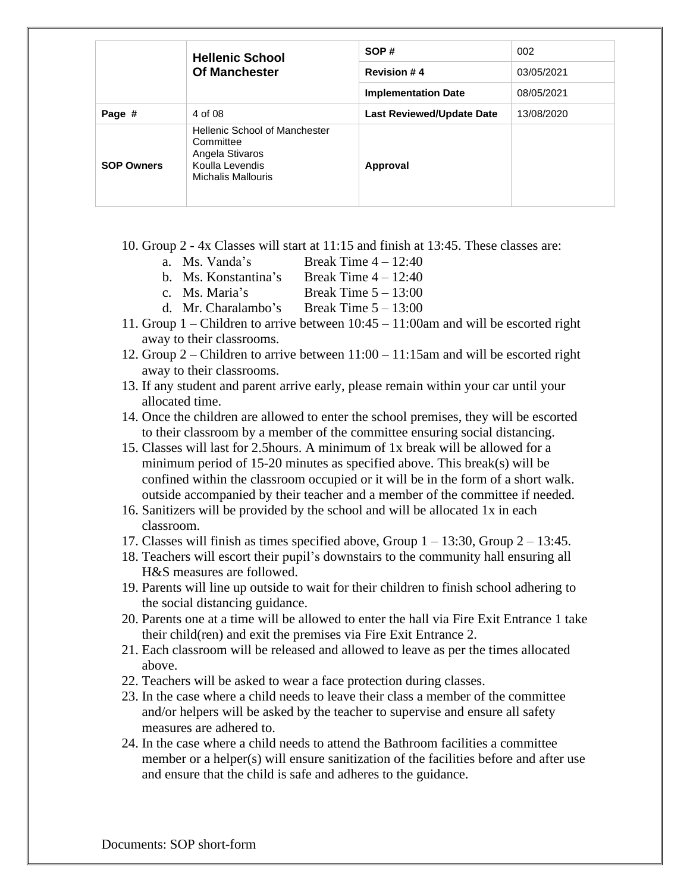| | Hellenic School Of Manchester | SOP # | 002 |
|---|---|---|---|
| | | Revision # 4 | 03/05/2021 |
| | | Implementation Date | 08/05/2021 |
| Page # | 4 of 08 | Last Reviewed/Update Date | 13/08/2020 |
| SOP Owners | Hellenic School of Manchester Committee<br>Angela Stivaros<br>Koulla Levendis<br>Michalis Mallouris | Approval | |

10. Group 2 - 4x Classes will start at 11:15 and finish at 13:45. These classes are:
    a. Ms. Vanda's Break Time 4 – 12:40
    b. Ms. Konstantina's Break Time 4 – 12:40
    c. Ms. Maria's Break Time 5 – 13:00
    d. Mr. Charalambo's Break Time 5 – 13:00
11. Group 1 – Children to arrive between 10:45 – 11:00am and will be escorted right away to their classrooms.
12. Group 2 – Children to arrive between 11:00 – 11:15am and will be escorted right away to their classrooms.
13. If any student and parent arrive early, please remain within your car until your allocated time.
14. Once the children are allowed to enter the school premises, they will be escorted to their classroom by a member of the committee ensuring social distancing.
15. Classes will last for 2.5hours. A minimum of 1x break will be allowed for a minimum period of 15-20 minutes as specified above. This break(s) will be confined within the classroom occupied or it will be in the form of a short walk. outside accompanied by their teacher and a member of the committee if needed.
16. Sanitizers will be provided by the school and will be allocated 1x in each classroom.
17. Classes will finish as times specified above, Group 1 – 13:30, Group 2 – 13:45.
18. Teachers will escort their pupil's downstairs to the community hall ensuring all H&S measures are followed.
19. Parents will line up outside to wait for their children to finish school adhering to the social distancing guidance.
20. Parents one at a time will be allowed to enter the hall via Fire Exit Entrance 1 take their child(ren) and exit the premises via Fire Exit Entrance 2.
21. Each classroom will be released and allowed to leave as per the times allocated above.
22. Teachers will be asked to wear a face protection during classes.
23. In the case where a child needs to leave their class a member of the committee and/or helpers will be asked by the teacher to supervise and ensure all safety measures are adhered to.
24. In the case where a child needs to attend the Bathroom facilities a committee member or a helper(s) will ensure sanitization of the facilities before and after use and ensure that the child is safe and adheres to the guidance.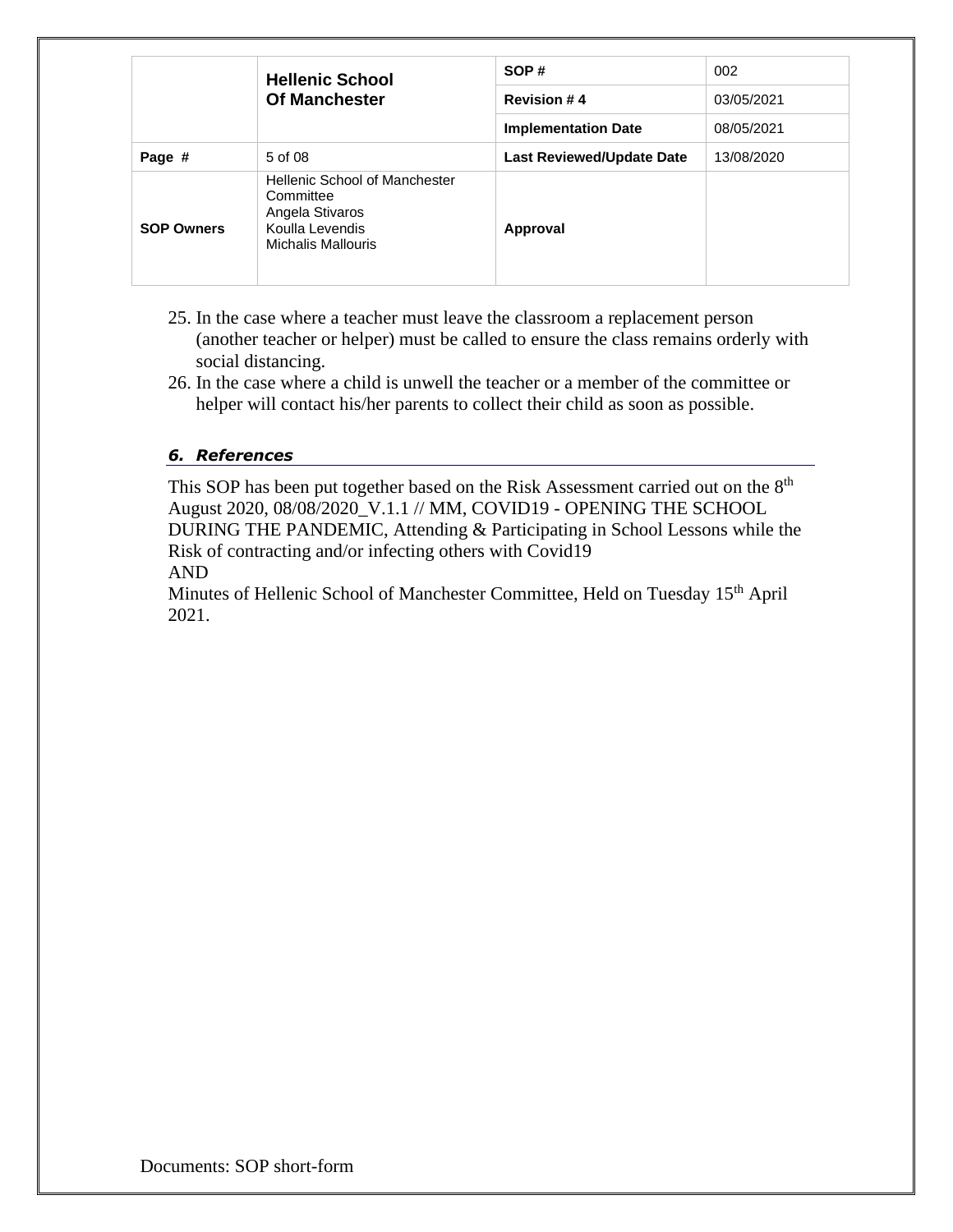25. In the case where a teacher must leave the classroom a replacement person (another teacher or helper) must be called to ensure the class remains orderly with social distancing.
26. In the case where a child is unwell the teacher or a member of the committee or helper will contact his/her parents to collect their child as soon as possible.

### *6. References*

This SOP has been put together based on the Risk Assessment carried out on the 8th August 2020, 08/08/2020_V.1.1 // MM, COVID19 - OPENING THE SCHOOL DURING THE PANDEMIC, Attending & Participating in School Lessons while the Risk of contracting and/or infecting others with Covid19
AND
Minutes of Hellenic School of Manchester Committee, Held on Tuesday 15th April 2021.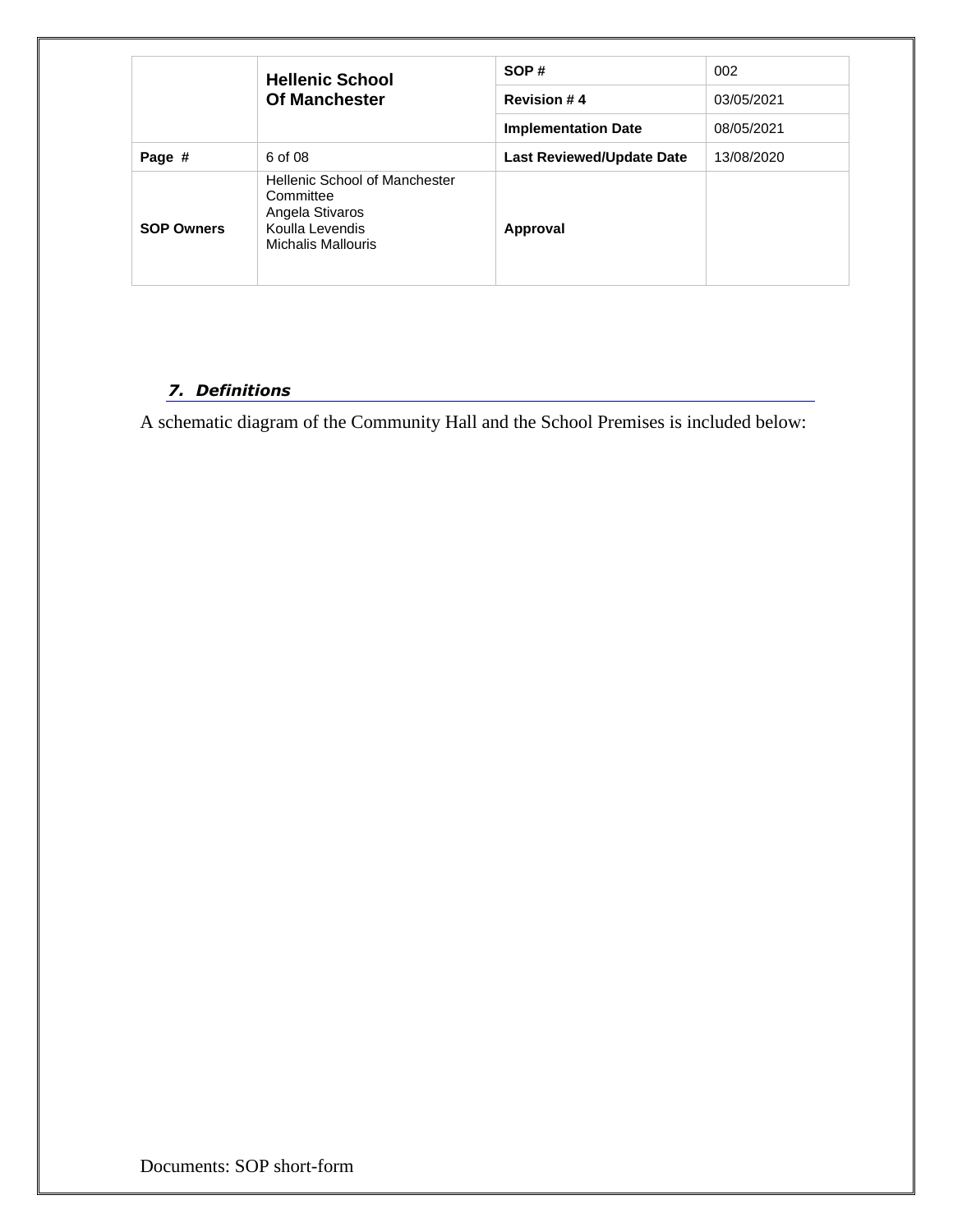## *7. Definitions*

A schematic diagram of the Community Hall and the School Premises is included below: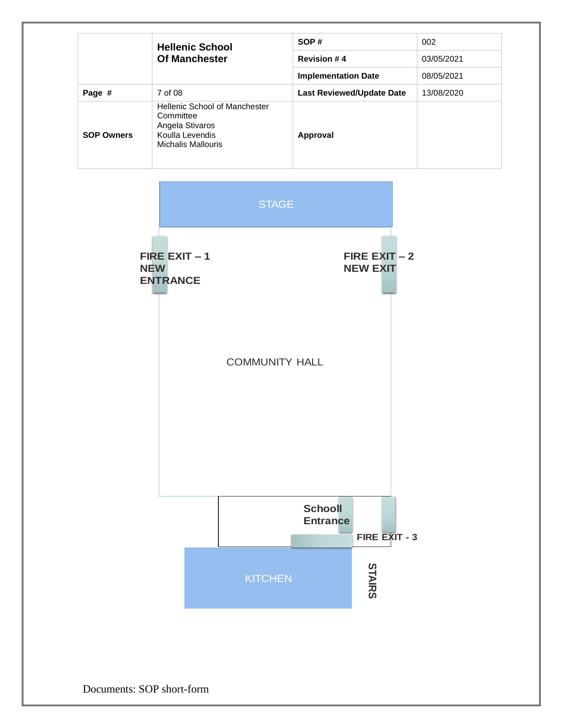| | **Hellenic School Of Manchester** | **SOP #** | 002 |
|---|---|---|---|
| | | **Revision # 4** | 03/05/2021 |
| | | **Implementation Date** | 08/05/2021 |
| **Page #** | 7 of 08 | **Last Reviewed/Update Date** | 13/08/2020 |
| **SOP Owners** | Hellenic School of Manchester Committee<br>Angela Stivaros<br>Koulla Levendis<br>Michalis Mallouris | **Approval** | |

STAGE

**FIRE EXIT – 1**
**NEW ENTRANCE**

**FIRE EXIT – 2**
**NEW EXIT**

COMMUNITY HALL

**Schooll Entrance**

**FIRE EXIT - 3**

KITCHEN

**STAIRS**

Documents: SOP short-form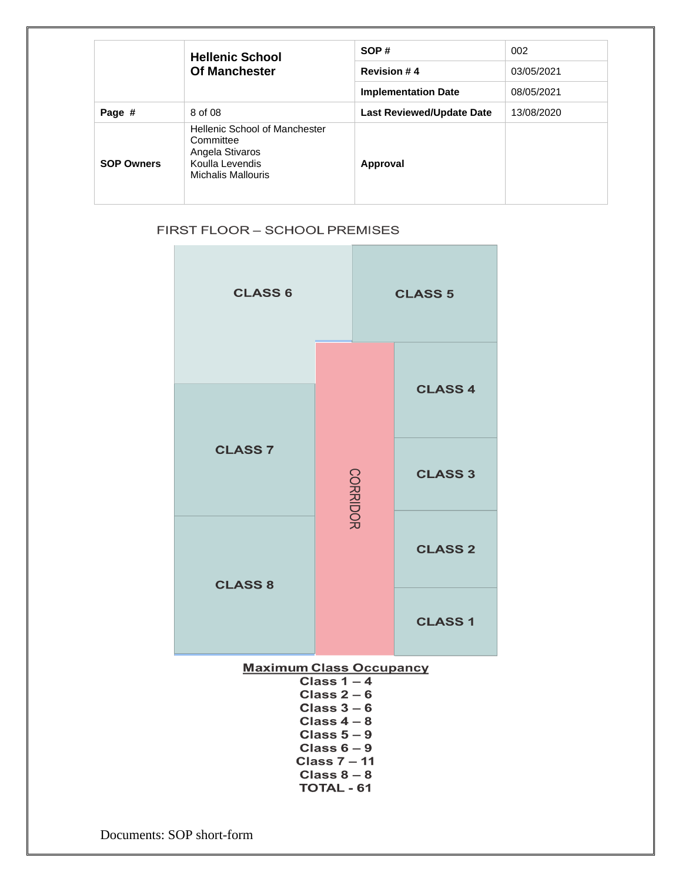| | | | |
|---|---|---|---|
| | **Hellenic School Of Manchester** | **SOP #** | 002 |
| | | **Revision # 4** | 03/05/2021 |
| | | **Implementation Date** | 08/05/2021 |
| **Page #** | 8 of 08 | **Last Reviewed/Update Date** | 13/08/2020 |
| **SOP Owners** | Hellenic School of Manchester Committee<br>Angela Stivaros<br>Koulla Levendis<br>Michalis Mallouris | **Approval** | |

FIRST FLOOR – SCHOOL PREMISES

CLASS 6
CLASS 5
CLASS 4
CLASS 7
CORRIDOR
CLASS 3
CLASS 2
CLASS 8
CLASS 1

**Maximum Class Occupancy**

**Class 1 – 4**
**Class 2 – 6**
**Class 3 – 6**
**Class 4 – 8**
**Class 5 – 9**
**Class 6 – 9**
**Class 7 – 11**
**Class 8 – 8**
**TOTAL - 61**

Documents: SOP short-form